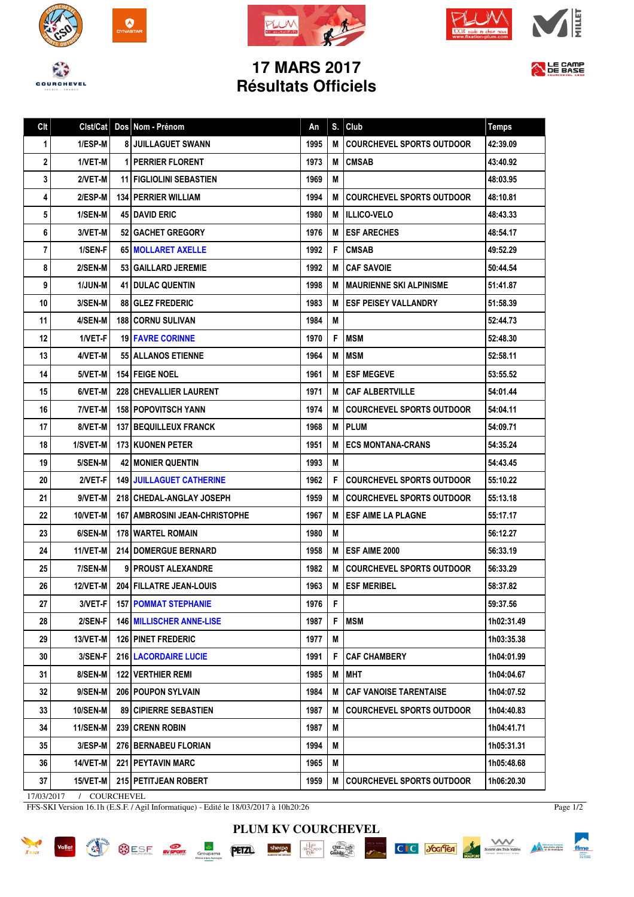# 17 MARS 2017
# Résultats Officiels

| Clt | Clst/Cat | Dos | Nom - Prénom | An | S. | Club | Temps |
|---|---|---|---|---|---|---|---|
| 1 | 1/ESP-M | 8 | JUILLAGUET SWANN | 1995 | M | COURCHEVEL SPORTS OUTDOOR | 42:39.09 |
| 2 | 1/VET-M | 1 | PERRIER FLORENT | 1973 | M | CMSAB | 43:40.92 |
| 3 | 2/VET-M | 11 | FIGLIOLINI SEBASTIEN | 1969 | M |  | 48:03.95 |
| 4 | 2/ESP-M | 134 | PERRIER WILLIAM | 1994 | M | COURCHEVEL SPORTS OUTDOOR | 48:10.81 |
| 5 | 1/SEN-M | 45 | DAVID ERIC | 1980 | M | ILLICO-VELO | 48:43.33 |
| 6 | 3/VET-M | 52 | GACHET GREGORY | 1976 | M | ESF ARECHES | 48:54.17 |
| 7 | 1/SEN-F | 65 | MOLLARET AXELLE | 1992 | F | CMSAB | 49:52.29 |
| 8 | 2/SEN-M | 53 | GAILLARD JEREMIE | 1992 | M | CAF SAVOIE | 50:44.54 |
| 9 | 1/JUN-M | 41 | DULAC QUENTIN | 1998 | M | MAURIENNE SKI ALPINISME | 51:41.87 |
| 10 | 3/SEN-M | 88 | GLEZ FREDERIC | 1983 | M | ESF PEISEY VALLANDRY | 51:58.39 |
| 11 | 4/SEN-M | 188 | CORNU SULIVAN | 1984 | M |  | 52:44.73 |
| 12 | 1/VET-F | 19 | FAVRE CORINNE | 1970 | F | MSM | 52:48.30 |
| 13 | 4/VET-M | 55 | ALLANOS ETIENNE | 1964 | M | MSM | 52:58.11 |
| 14 | 5/VET-M | 154 | FEIGE NOEL | 1961 | M | ESF MEGEVE | 53:55.52 |
| 15 | 6/VET-M | 228 | CHEVALLIER LAURENT | 1971 | M | CAF ALBERTVILLE | 54:01.44 |
| 16 | 7/VET-M | 158 | POPOVITSCH YANN | 1974 | M | COURCHEVEL SPORTS OUTDOOR | 54:04.11 |
| 17 | 8/VET-M | 137 | BEQUILLEUX FRANCK | 1968 | M | PLUM | 54:09.71 |
| 18 | 1/SVET-M | 173 | KUONEN PETER | 1951 | M | ECS MONTANA-CRANS | 54:35.24 |
| 19 | 5/SEN-M | 42 | MONIER QUENTIN | 1993 | M |  | 54:43.45 |
| 20 | 2/VET-F | 149 | JUILLAGUET CATHERINE | 1962 | F | COURCHEVEL SPORTS OUTDOOR | 55:10.22 |
| 21 | 9/VET-M | 218 | CHEDAL-ANGLAY JOSEPH | 1959 | M | COURCHEVEL SPORTS OUTDOOR | 55:13.18 |
| 22 | 10/VET-M | 167 | AMBROSINI JEAN-CHRISTOPHE | 1967 | M | ESF AIME LA PLAGNE | 55:17.17 |
| 23 | 6/SEN-M | 178 | WARTEL ROMAIN | 1980 | M |  | 56:12.27 |
| 24 | 11/VET-M | 214 | DOMERGUE BERNARD | 1958 | M | ESF AIME 2000 | 56:33.19 |
| 25 | 7/SEN-M | 9 | PROUST ALEXANDRE | 1982 | M | COURCHEVEL SPORTS OUTDOOR | 56:33.29 |
| 26 | 12/VET-M | 204 | FILLATRE JEAN-LOUIS | 1963 | M | ESF MERIBEL | 58:37.82 |
| 27 | 3/VET-F | 157 | POMMAT STEPHANIE | 1976 | F |  | 59:37.56 |
| 28 | 2/SEN-F | 146 | MILLISCHER ANNE-LISE | 1987 | F | MSM | 1h02:31.49 |
| 29 | 13/VET-M | 126 | PINET FREDERIC | 1977 | M |  | 1h03:35.38 |
| 30 | 3/SEN-F | 216 | LACORDAIRE LUCIE | 1991 | F | CAF CHAMBERY | 1h04:01.99 |
| 31 | 8/SEN-M | 122 | VERTHIER REMI | 1985 | M | MHT | 1h04:04.67 |
| 32 | 9/SEN-M | 206 | POUPON SYLVAIN | 1984 | M | CAF VANOISE TARENTAISE | 1h04:07.52 |
| 33 | 10/SEN-M | 89 | CIPIERRE SEBASTIEN | 1987 | M | COURCHEVEL SPORTS OUTDOOR | 1h04:40.83 |
| 34 | 11/SEN-M | 239 | CRENN ROBIN | 1987 | M |  | 1h04:41.71 |
| 35 | 3/ESP-M | 276 | BERNABEU FLORIAN | 1994 | M |  | 1h05:31.31 |
| 36 | 14/VET-M | 221 | PEYTAVIN MARC | 1965 | M |  | 1h05:48.68 |
| 37 | 15/VET-M | 215 | PETITJEAN ROBERT | 1959 | M | COURCHEVEL SPORTS OUTDOOR | 1h06:20.30 |

17/03/2017 / COURCHEVEL

FFS-SKI Version 16.1h (E.S.F. / Agil Informatique) - Edité le 18/03/2017 à 10h20:26

PLUM KV COURCHEVEL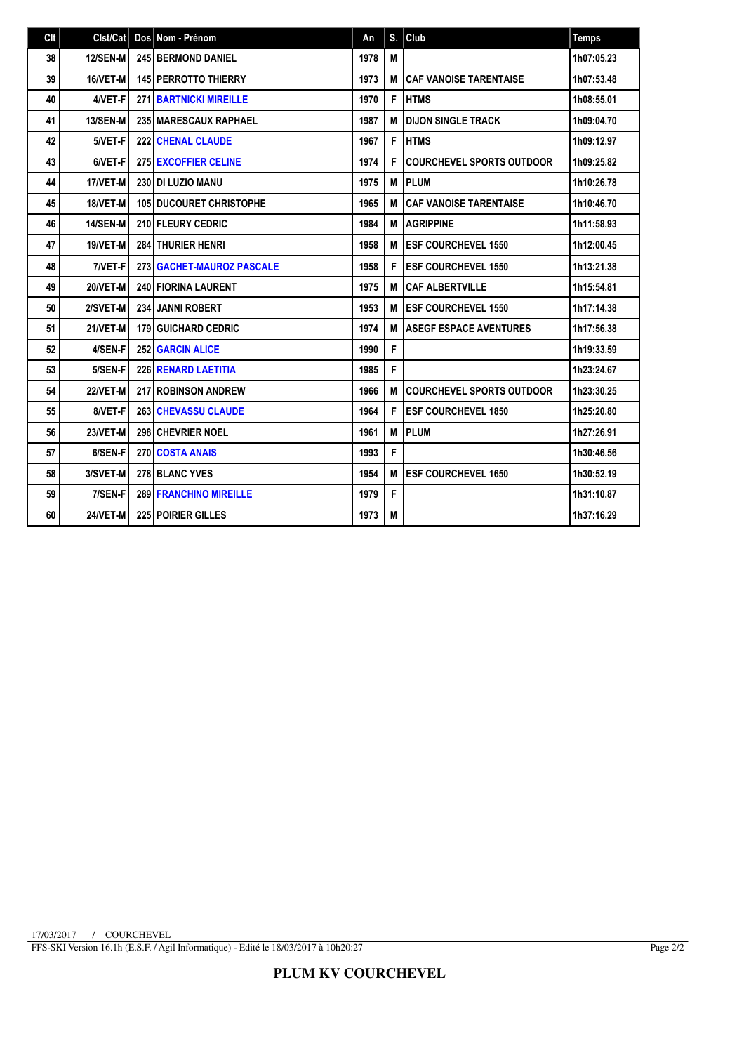| Clt | Clst/Cat | Dos | Nom - Prénom | An | S. | Club | Temps |
|---|---|---|---|---|---|---|---|
| 38 | 12/SEN-M | 245 | BERMOND DANIEL | 1978 | M | | 1h07:05.23 |
| 39 | 16/VET-M | 145 | PERROTTO THIERRY | 1973 | M | CAF VANOISE TARENTAISE | 1h07:53.48 |
| 40 | 4/VET-F | 271 | BARTNICKI MIREILLE | 1970 | F | HTMS | 1h08:55.01 |
| 41 | 13/SEN-M | 235 | MARESCAUX RAPHAEL | 1987 | M | DIJON SINGLE TRACK | 1h09:04.70 |
| 42 | 5/VET-F | 222 | CHENAL CLAUDE | 1967 | F | HTMS | 1h09:12.97 |
| 43 | 6/VET-F | 275 | EXCOFFIER CELINE | 1974 | F | COURCHEVEL SPORTS OUTDOOR | 1h09:25.82 |
| 44 | 17/VET-M | 230 | DI LUZIO MANU | 1975 | M | PLUM | 1h10:26.78 |
| 45 | 18/VET-M | 105 | DUCOURET CHRISTOPHE | 1965 | M | CAF VANOISE TARENTAISE | 1h10:46.70 |
| 46 | 14/SEN-M | 210 | FLEURY CEDRIC | 1984 | M | AGRIPPINE | 1h11:58.93 |
| 47 | 19/VET-M | 284 | THURIER HENRI | 1958 | M | ESF COURCHEVEL 1550 | 1h12:00.45 |
| 48 | 7/VET-F | 273 | GACHET-MAUROZ PASCALE | 1958 | F | ESF COURCHEVEL 1550 | 1h13:21.38 |
| 49 | 20/VET-M | 240 | FIORINA LAURENT | 1975 | M | CAF ALBERTVILLE | 1h15:54.81 |
| 50 | 2/SVET-M | 234 | JANNI ROBERT | 1953 | M | ESF COURCHEVEL 1550 | 1h17:14.38 |
| 51 | 21/VET-M | 179 | GUICHARD CEDRIC | 1974 | M | ASEGF ESPACE AVENTURES | 1h17:56.38 |
| 52 | 4/SEN-F | 252 | GARCIN ALICE | 1990 | F | | 1h19:33.59 |
| 53 | 5/SEN-F | 226 | RENARD LAETITIA | 1985 | F | | 1h23:24.67 |
| 54 | 22/VET-M | 217 | ROBINSON ANDREW | 1966 | M | COURCHEVEL SPORTS OUTDOOR | 1h23:30.25 |
| 55 | 8/VET-F | 263 | CHEVASSU CLAUDE | 1964 | F | ESF COURCHEVEL 1850 | 1h25:20.80 |
| 56 | 23/VET-M | 298 | CHEVRIER NOEL | 1961 | M | PLUM | 1h27:26.91 |
| 57 | 6/SEN-F | 270 | COSTA ANAIS | 1993 | F | | 1h30:46.56 |
| 58 | 3/SVET-M | 278 | BLANC YVES | 1954 | M | ESF COURCHEVEL 1650 | 1h30:52.19 |
| 59 | 7/SEN-F | 289 | FRANCHINO MIREILLE | 1979 | F | | 1h31:10.87 |
| 60 | 24/VET-M | 225 | POIRIER GILLES | 1973 | M | | 1h37:16.29 |

17/03/2017 / COURCHEVEL

FFS-SKI Version 16.1h (E.S.F. / Agil Informatique) - Edité le 18/03/2017 à 10h20:27

**PLUM KV COURCHEVEL**